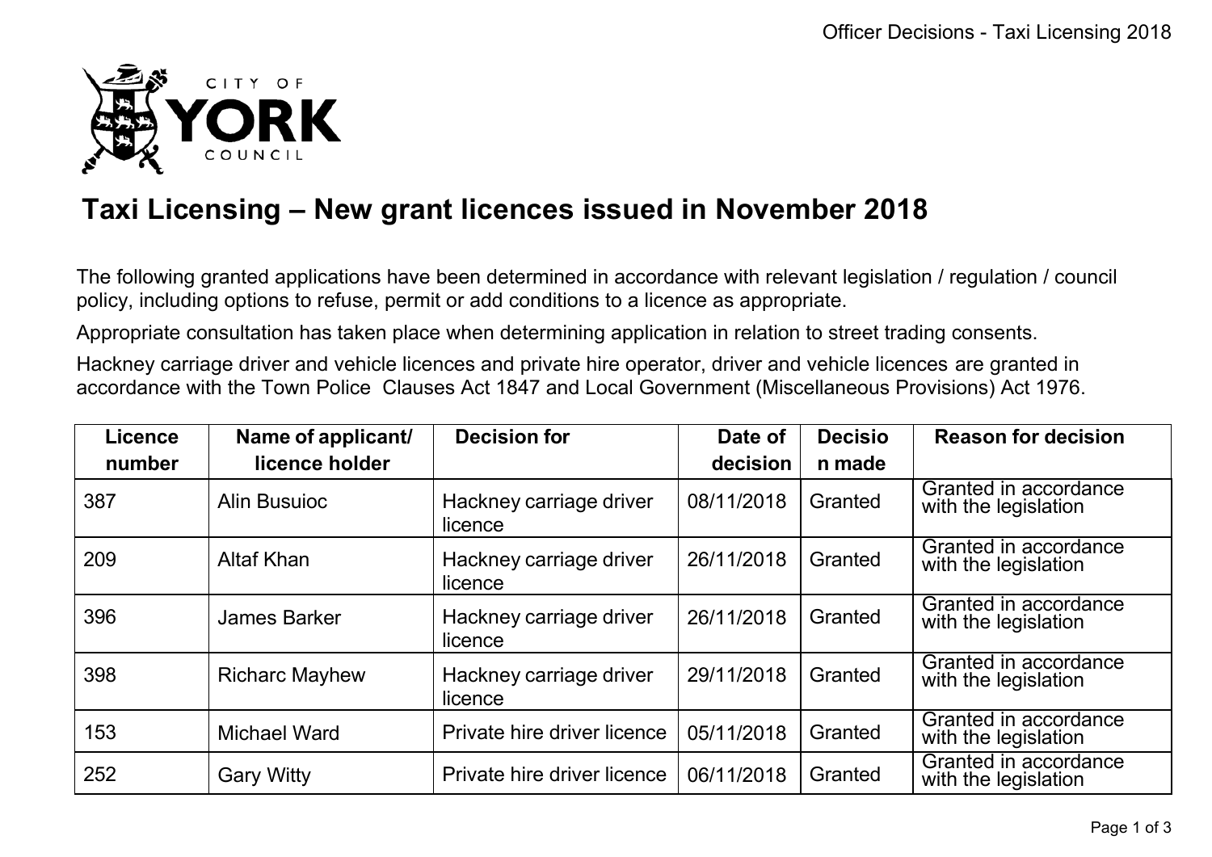CITY OF **YORK** COUNCIL

# Taxi Licensing – New grant licences issued in November 2018

The following granted applications have been determined in accordance with relevant legislation / regulation / council policy, including options to refuse, permit or add conditions to a licence as appropriate.

Appropriate consultation has taken place when determining application in relation to street trading consents.

Hackney carriage driver and vehicle licences and private hire operator, driver and vehicle licences are granted in accordance with the Town Police Clauses Act 1847 and Local Government (Miscellaneous Provisions) Act 1976.

| Licence number | Name of applicant/ licence holder | Decision for | Date of decision | Decision made | Reason for decision |
|---|---|---|---|---|---|
| 387 | Alin Busuioc | Hackney carriage driver licence | 08/11/2018 | Granted | Granted in accordance with the legislation |
| 209 | Altaf Khan | Hackney carriage driver licence | 26/11/2018 | Granted | Granted in accordance with the legislation |
| 396 | James Barker | Hackney carriage driver licence | 26/11/2018 | Granted | Granted in accordance with the legislation |
| 398 | Richarc Mayhew | Hackney carriage driver licence | 29/11/2018 | Granted | Granted in accordance with the legislation |
| 153 | Michael Ward | Private hire driver licence | 05/11/2018 | Granted | Granted in accordance with the legislation |
| 252 | Gary Witty | Private hire driver licence | 06/11/2018 | Granted | Granted in accordance with the legislation |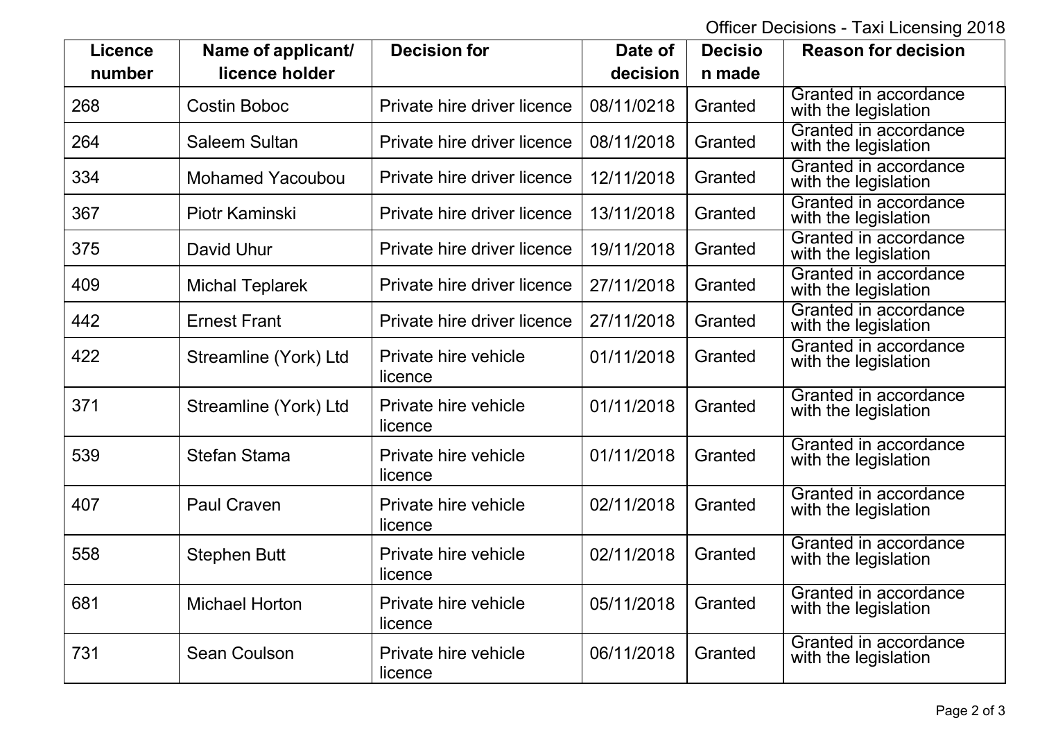| Licence number | Name of applicant/ licence holder | Decision for | Date of decision | Decision made | Reason for decision |
|---|---|---|---|---|---|
| 268 | Costin Boboc | Private hire driver licence | 08/11/0218 | Granted | Granted in accordance with the legislation |
| 264 | Saleem Sultan | Private hire driver licence | 08/11/2018 | Granted | Granted in accordance with the legislation |
| 334 | Mohamed Yacoubou | Private hire driver licence | 12/11/2018 | Granted | Granted in accordance with the legislation |
| 367 | Piotr Kaminski | Private hire driver licence | 13/11/2018 | Granted | Granted in accordance with the legislation |
| 375 | David Uhur | Private hire driver licence | 19/11/2018 | Granted | Granted in accordance with the legislation |
| 409 | Michal Teplarek | Private hire driver licence | 27/11/2018 | Granted | Granted in accordance with the legislation |
| 442 | Ernest Frant | Private hire driver licence | 27/11/2018 | Granted | Granted in accordance with the legislation |
| 422 | Streamline (York) Ltd | Private hire vehicle licence | 01/11/2018 | Granted | Granted in accordance with the legislation |
| 371 | Streamline (York) Ltd | Private hire vehicle licence | 01/11/2018 | Granted | Granted in accordance with the legislation |
| 539 | Stefan Stama | Private hire vehicle licence | 01/11/2018 | Granted | Granted in accordance with the legislation |
| 407 | Paul Craven | Private hire vehicle licence | 02/11/2018 | Granted | Granted in accordance with the legislation |
| 558 | Stephen Butt | Private hire vehicle licence | 02/11/2018 | Granted | Granted in accordance with the legislation |
| 681 | Michael Horton | Private hire vehicle licence | 05/11/2018 | Granted | Granted in accordance with the legislation |
| 731 | Sean Coulson | Private hire vehicle licence | 06/11/2018 | Granted | Granted in accordance with the legislation |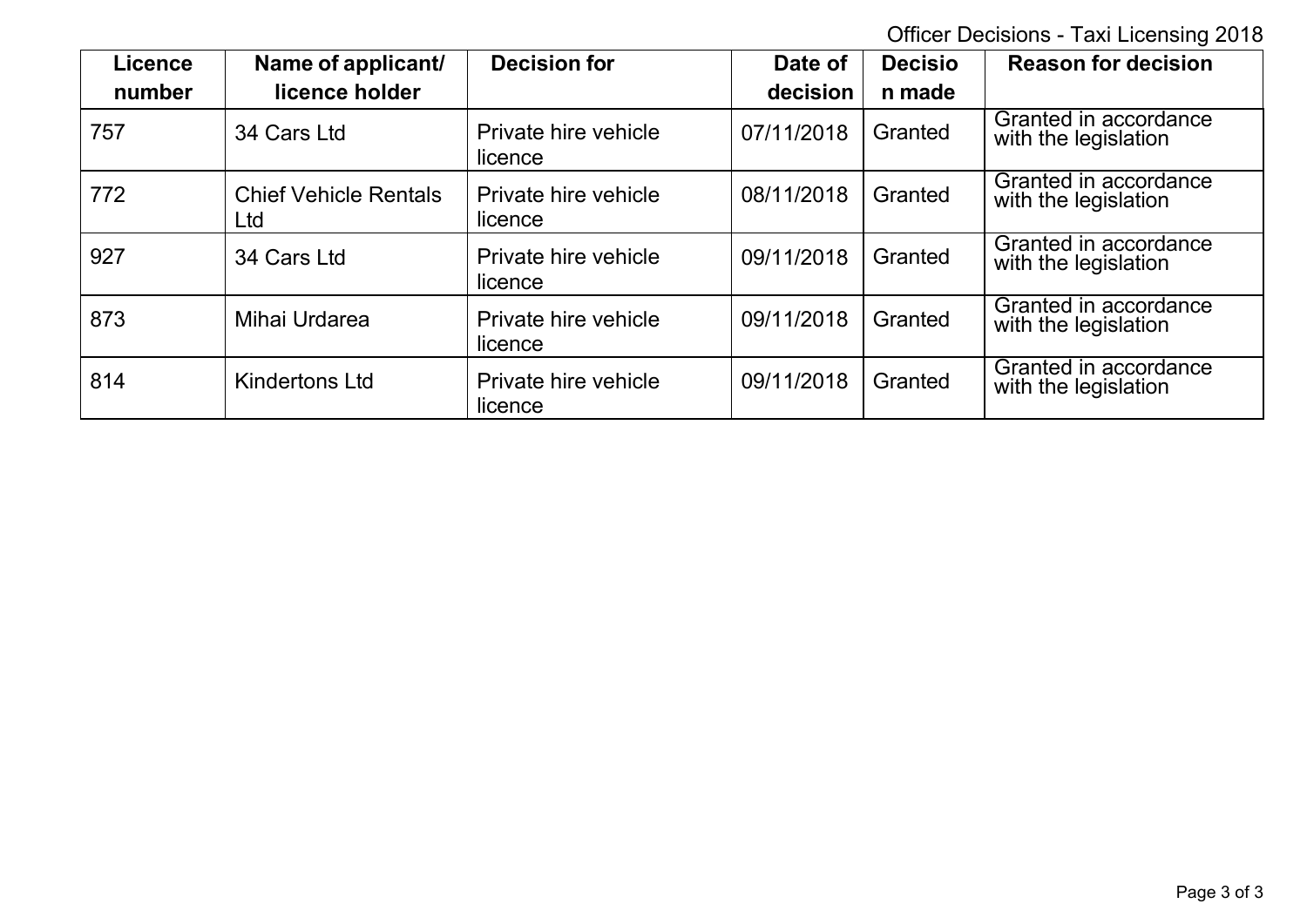| Licence number | Name of applicant/ licence holder | Decision for | Date of decision | Decision made | Reason for decision |
|---|---|---|---|---|---|
| 757 | 34 Cars Ltd | Private hire vehicle licence | 07/11/2018 | Granted | Granted in accordance with the legislation |
| 772 | Chief Vehicle Rentals Ltd | Private hire vehicle licence | 08/11/2018 | Granted | Granted in accordance with the legislation |
| 927 | 34 Cars Ltd | Private hire vehicle licence | 09/11/2018 | Granted | Granted in accordance with the legislation |
| 873 | Mihai Urdarea | Private hire vehicle licence | 09/11/2018 | Granted | Granted in accordance with the legislation |
| 814 | Kindertons Ltd | Private hire vehicle licence | 09/11/2018 | Granted | Granted in accordance with the legislation |